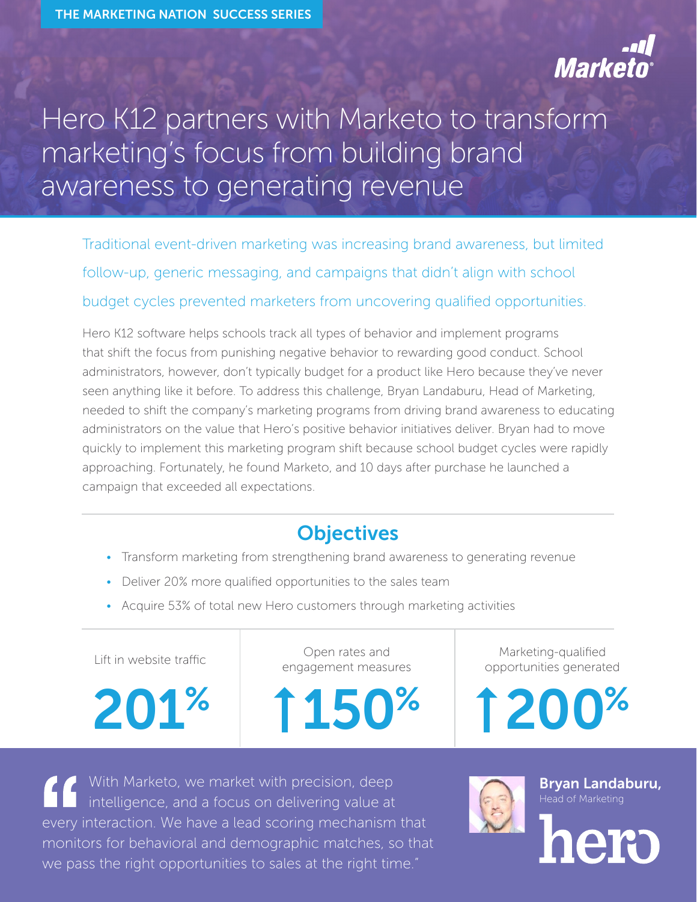THE MARKETING NATION SUCCESS SERIES

Marketo

# Hero K12 partners with Marketo to transform marketing's focus from building brand awareness to generating revenue

Traditional event-driven marketing was increasing brand awareness, but limited follow-up, generic messaging, and campaigns that didn't align with school budget cycles prevented marketers from uncovering qualified opportunities.

Hero K12 software helps schools track all types of behavior and implement programs that shift the focus from punishing negative behavior to rewarding good conduct. School administrators, however, don't typically budget for a product like Hero because they've never seen anything like it before. To address this challenge, Bryan Landaburu, Head of Marketing, needed to shift the company's marketing programs from driving brand awareness to educating administrators on the value that Hero's positive behavior initiatives deliver. Bryan had to move quickly to implement this marketing program shift because school budget cycles were rapidly approaching. Fortunately, he found Marketo, and 10 days after purchase he launched a campaign that exceeded all expectations.

## Objectives

- Transform marketing from strengthening brand awareness to generating revenue
- Deliver 20% more qualified opportunities to the sales team
- Acquire 53% of total new Hero customers through marketing activities

| Lift in website traffic | Open rates and engagement measures | Marketing-qualified opportunities generated |
|---|---|---|
| 201% | ↑150% | ↑200% |

"With Marketo, we market with precision, deep intelligence, and a focus on delivering value at every interaction. We have a lead scoring mechanism that monitors for behavioral and demographic matches, so that we pass the right opportunities to sales at the right time."

**Bryan Landaburu,**
Head of Marketing

hero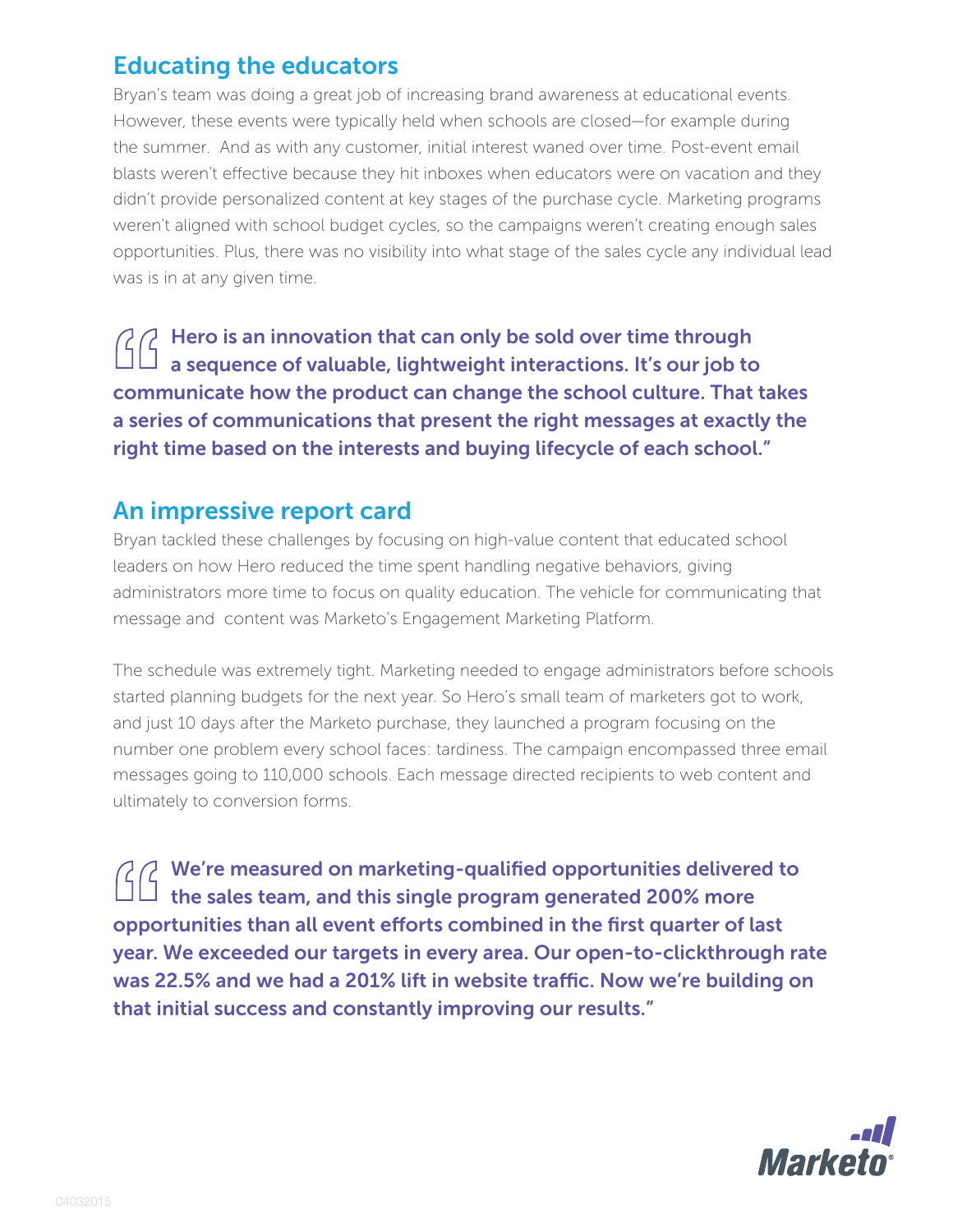## Educating the educators

Bryan's team was doing a great job of increasing brand awareness at educational events. However, these events were typically held when schools are closed—for example during the summer. And as with any customer, initial interest waned over time. Post-event email blasts weren't effective because they hit inboxes when educators were on vacation and they didn't provide personalized content at key stages of the purchase cycle. Marketing programs weren't aligned with school budget cycles, so the campaigns weren't creating enough sales opportunities. Plus, there was no visibility into what stage of the sales cycle any individual lead was is in at any given time.

> **"Hero is an innovation that can only be sold over time through a sequence of valuable, lightweight interactions. It's our job to communicate how the product can change the school culture. That takes a series of communications that present the right messages at exactly the right time based on the interests and buying lifecycle of each school."**

## An impressive report card

Bryan tackled these challenges by focusing on high-value content that educated school leaders on how Hero reduced the time spent handling negative behaviors, giving administrators more time to focus on quality education. The vehicle for communicating that message and content was Marketo's Engagement Marketing Platform.

The schedule was extremely tight. Marketing needed to engage administrators before schools started planning budgets for the next year. So Hero's small team of marketers got to work, and just 10 days after the Marketo purchase, they launched a program focusing on the number one problem every school faces: tardiness. The campaign encompassed three email messages going to 110,000 schools. Each message directed recipients to web content and ultimately to conversion forms.

> **"We're measured on marketing-qualified opportunities delivered to the sales team, and this single program generated 200% more opportunities than all event efforts combined in the first quarter of last year. We exceeded our targets in every area. Our open-to-clickthrough rate was 22.5% and we had a 201% lift in website traffic. Now we're building on that initial success and constantly improving our results."**

Marketo

04032015